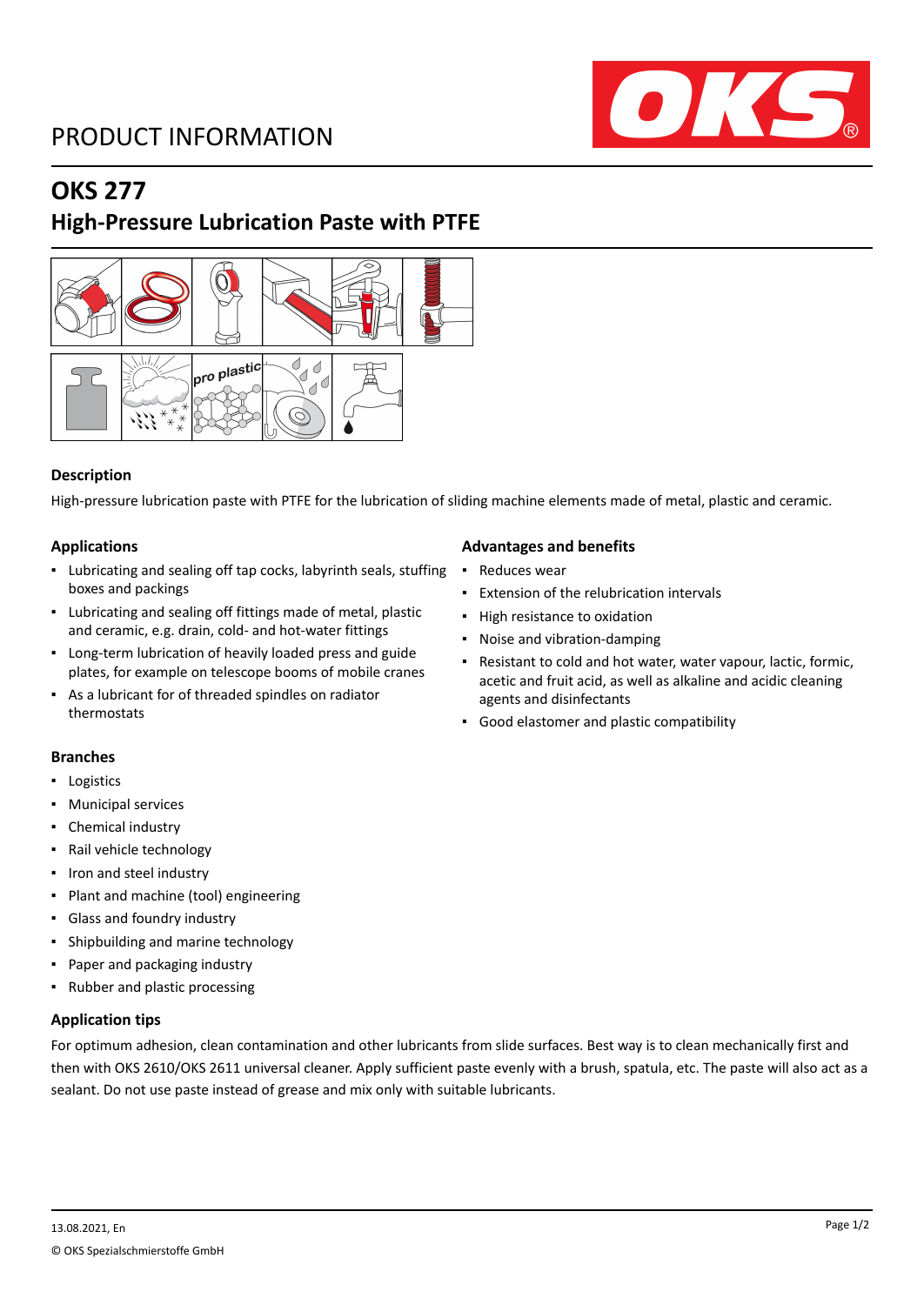# PRODUCT INFORMATION

## OKS 277

## High-Pressure Lubrication Paste with PTFE

pro plastic

### Description

High-pressure lubrication paste with PTFE for the lubrication of sliding machine elements made of metal, plastic and ceramic.

### Applications

- Lubricating and sealing off tap cocks, labyrinth seals, stuffing boxes and packings
- Lubricating and sealing off fittings made of metal, plastic and ceramic, e.g. drain, cold- and hot-water fittings
- Long-term lubrication of heavily loaded press and guide plates, for example on telescope booms of mobile cranes
- As a lubricant for of threaded spindles on radiator thermostats

### Advantages and benefits

- Reduces wear
- Extension of the relubrication intervals
- High resistance to oxidation
- Noise and vibration-damping
- Resistant to cold and hot water, water vapour, lactic, formic, acetic and fruit acid, as well as alkaline and acidic cleaning agents and disinfectants
- Good elastomer and plastic compatibility

### Branches

- Logistics
- Municipal services
- Chemical industry
- Rail vehicle technology
- Iron and steel industry
- Plant and machine (tool) engineering
- Glass and foundry industry
- Shipbuilding and marine technology
- Paper and packaging industry
- Rubber and plastic processing

### Application tips

For optimum adhesion, clean contamination and other lubricants from slide surfaces. Best way is to clean mechanically first and then with OKS 2610/OKS 2611 universal cleaner. Apply sufficient paste evenly with a brush, spatula, etc. The paste will also act as a sealant. Do not use paste instead of grease and mix only with suitable lubricants.

13.08.2021, En

© OKS Spezialschmierstoffe GmbH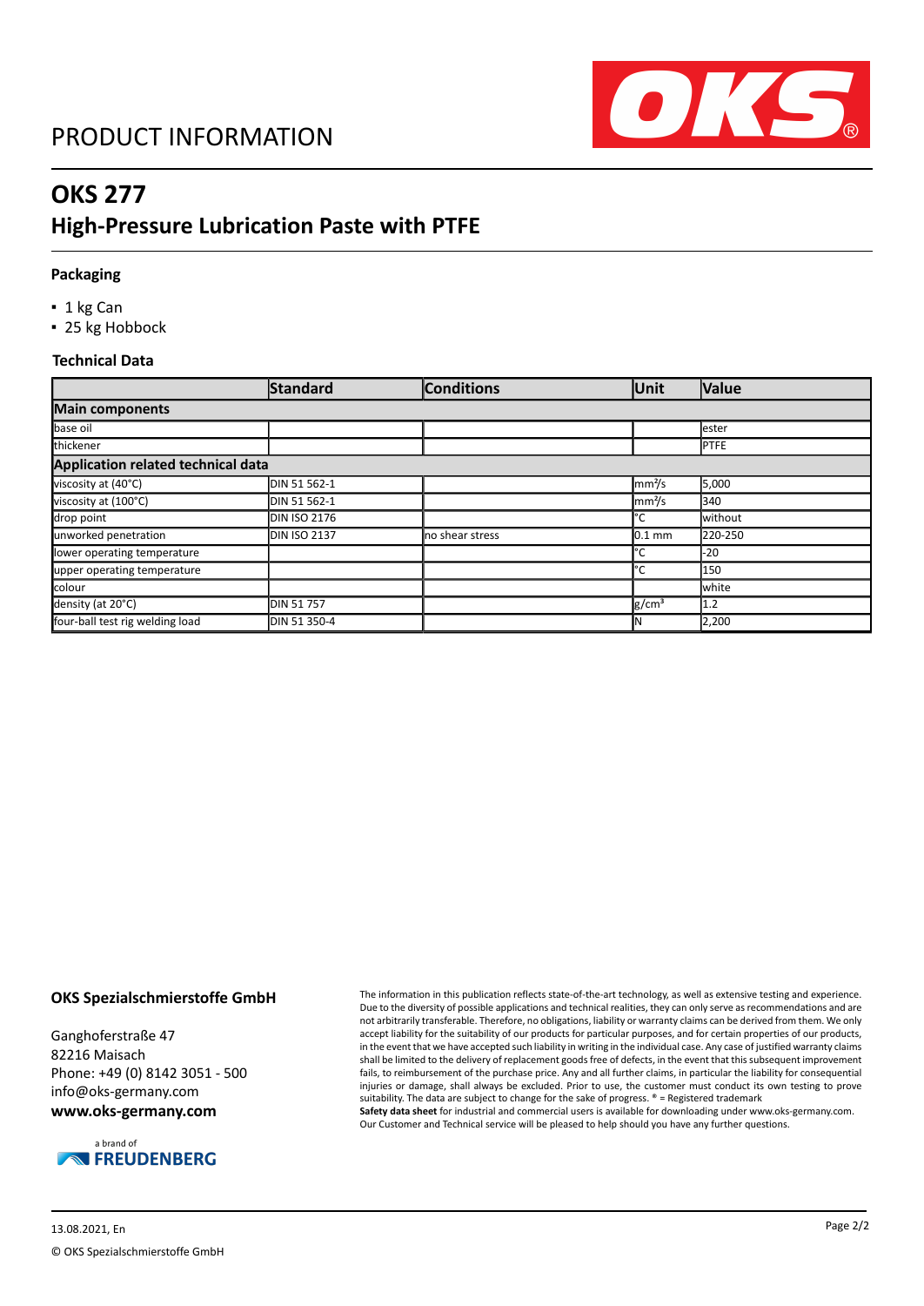# PRODUCT INFORMATION

## OKS 277
## High-Pressure Lubrication Paste with PTFE

### Packaging

- 1 kg Can
- 25 kg Hobbock

### Technical Data

| | Standard | Conditions | Unit | Value |
|---|---|---|---|---|
| **Main components** | | | | |
| base oil | | | | ester |
| thickener | | | | PTFE |
| **Application related technical data** | | | | |
| viscosity at (40°C) | DIN 51 562-1 | | $mm^2/s$ | 5,000 |
| viscosity at (100°C) | DIN 51 562-1 | | $mm^2/s$ | 340 |
| drop point | DIN ISO 2176 | | °C | without |
| unworked penetration | DIN ISO 2137 | no shear stress | 0.1 mm | 220-250 |
| lower operating temperature | | | °C | -20 |
| upper operating temperature | | | °C | 150 |
| colour | | | | white |
| density (at 20°C) | DIN 51 757 | | $g/cm^3$ | 1.2 |
| four-ball test rig welding load | DIN 51 350-4 | | N | 2,200 |

**OKS Spezialschmierstoffe GmbH**

Ganghoferstraße 47
82216 Maisach
Phone: +49 (0) 8142 3051 - 500
info@oks-germany.com
**www.oks-germany.com**

a brand of FREUDENBERG

The information in this publication reflects state-of-the-art technology, as well as extensive testing and experience. Due to the diversity of possible applications and technical realities, they can only serve as recommendations and are not arbitrarily transferable. Therefore, no obligations, liability or warranty claims can be derived from them. We only accept liability for the suitability of our products for particular purposes, and for certain properties of our products, in the event that we have accepted such liability in writing in the individual case. Any case of justified warranty claims shall be limited to the delivery of replacement goods free of defects, in the event that this subsequent improvement fails, to reimbursement of the purchase price. Any and all further claims, in particular the liability for consequential injuries or damage, shall always be excluded. Prior to use, the customer must conduct its own testing to prove suitability. The data are subject to change for the sake of progress. ® = Registered trademark
**Safety data sheet** for industrial and commercial users is available for downloading under www.oks-germany.com. Our Customer and Technical service will be pleased to help should you have any further questions.

13.08.2021, En

© OKS Spezialschmierstoffe GmbH